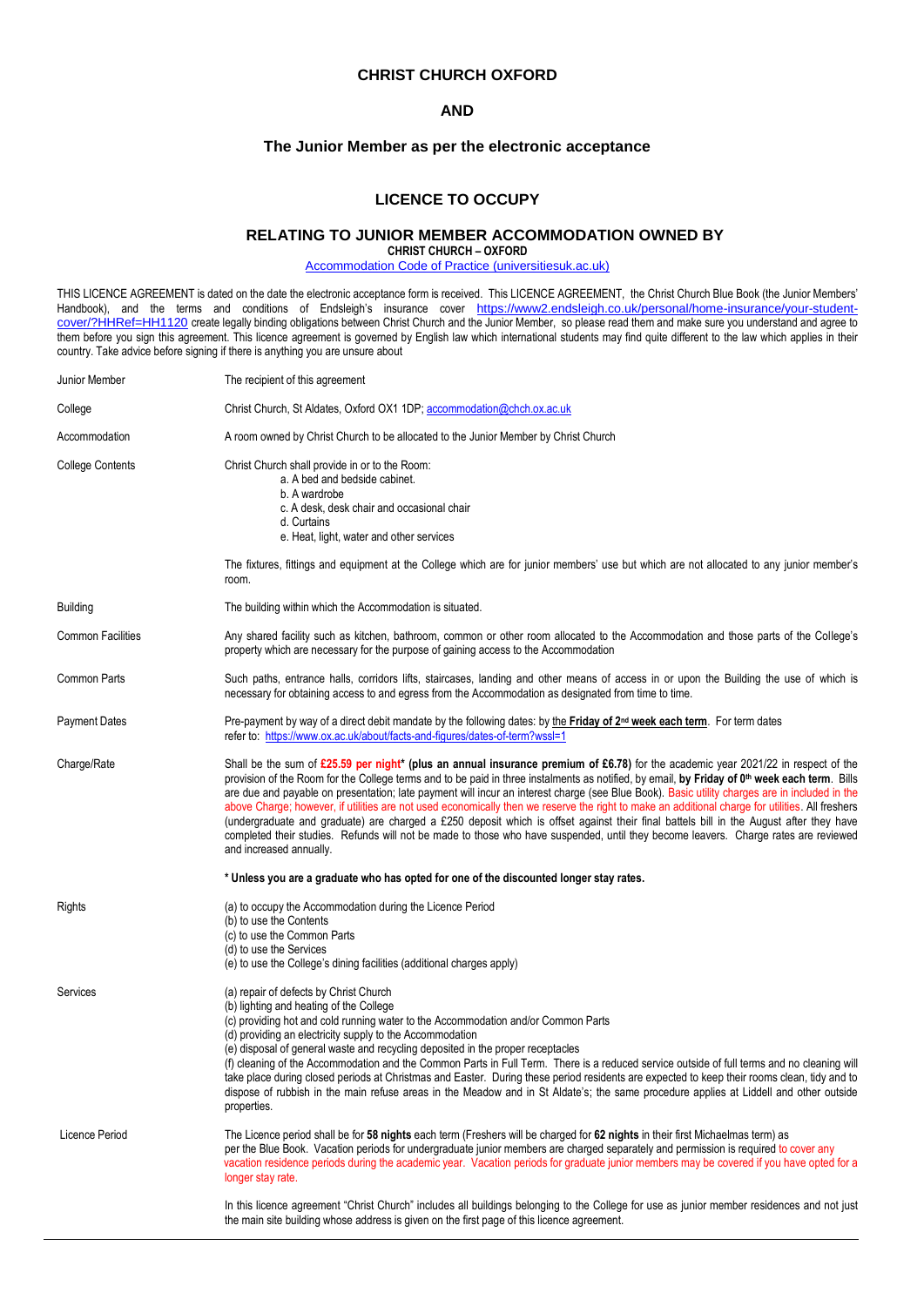# CHRIST CHURCH OXFORD

## AND

## The Junior Member as per the electronic acceptance

## LICENCE TO OCCUPY

### RELATING TO JUNIOR MEMBER ACCOMMODATION OWNED BY

**CHRIST CHURCH – OXFORD**

Accommodation Code of Practice (universitiesuk.ac.uk)

THIS LICENCE AGREEMENT is dated on the date the electronic acceptance form is received. This LICENCE AGREEMENT, the Christ Church Blue Book (the Junior Members' Handbook), and the terms and conditions of Endsleigh's insurance cover https://www2.endsleigh.co.uk/personal/home-insurance/your-student-cover/?HHRef=HH1120 create legally binding obligations between Christ Church and the Junior Member, so please read them and make sure you understand and agree to them before you sign this agreement. This licence agreement is governed by English law which international students may find quite different to the law which applies in their country. Take advice before signing if there is anything you are unsure about

| | |
|---|---|
| Junior Member | The recipient of this agreement |
| College | Christ Church, St Aldates, Oxford OX1 1DP; accommodation@chch.ox.ac.uk |
| Accommodation | A room owned by Christ Church to be allocated to the Junior Member by Christ Church |
| College Contents | Christ Church shall provide in or to the Room:<br>a. A bed and bedside cabinet.<br>b. A wardrobe<br>c. A desk, desk chair and occasional chair<br>d. Curtains<br>e. Heat, light, water and other services<br><br>The fixtures, fittings and equipment at the College which are for junior members' use but which are not allocated to any junior member's room. |
| Building | The building within which the Accommodation is situated. |
| Common Facilities | Any shared facility such as kitchen, bathroom, common or other room allocated to the Accommodation and those parts of the College's property which are necessary for the purpose of gaining access to the Accommodation |
| Common Parts | Such paths, entrance halls, corridors lifts, staircases, landing and other means of access in or upon the Building the use of which is necessary for obtaining access to and egress from the Accommodation as designated from time to time. |
| Payment Dates | Pre-payment by way of a direct debit mandate by the following dates: by **the Friday of 2nd week each term**. For term dates refer to: https://www.ox.ac.uk/about/facts-and-figures/dates-of-term?wssl=1 |
| Charge/Rate | Shall be the sum of **£25.59 per night\* (plus an annual insurance premium of £6.78)** for the academic year 2021/22 in respect of the provision of the Room for the College terms and to be paid in three instalments as notified, by email, **by Friday of 0th week each term**. Bills are due and payable on presentation; late payment will incur an interest charge (see Blue Book). Basic utility charges are in included in the above Charge; however, if utilities are not used economically then we reserve the right to make an additional charge for utilities. All freshers (undergraduate and graduate) are charged a £250 deposit which is offset against their final battels bill in the August after they have completed their studies. Refunds will not be made to those who have suspended, until they become leavers. Charge rates are reviewed and increased annually.<br><br>**\* Unless you are a graduate who has opted for one of the discounted longer stay rates.** |
| Rights | (a) to occupy the Accommodation during the Licence Period<br>(b) to use the Contents<br>(c) to use the Common Parts<br>(d) to use the Services<br>(e) to use the College's dining facilities (additional charges apply) |
| Services | (a) repair of defects by Christ Church<br>(b) lighting and heating of the College<br>(c) providing hot and cold running water to the Accommodation and/or Common Parts<br>(d) providing an electricity supply to the Accommodation<br>(e) disposal of general waste and recycling deposited in the proper receptacles<br>(f) cleaning of the Accommodation and the Common Parts in Full Term. There is a reduced service outside of full terms and no cleaning will take place during closed periods at Christmas and Easter. During these period residents are expected to keep their rooms clean, tidy and to dispose of rubbish in the main refuse areas in the Meadow and in St Aldate's; the same procedure applies at Liddell and other outside properties. |
| Licence Period | The Licence period shall be for **58 nights** each term (Freshers will be charged for **62 nights** in their first Michaelmas term) as per the Blue Book. Vacation periods for undergraduate junior members are charged separately and permission is required to cover any vacation residence periods during the academic year. Vacation periods for graduate junior members may be covered if you have opted for a longer stay rate.<br><br>In this licence agreement "Christ Church" includes all buildings belonging to the College for use as junior member residences and not just the main site building whose address is given on the first page of this licence agreement. |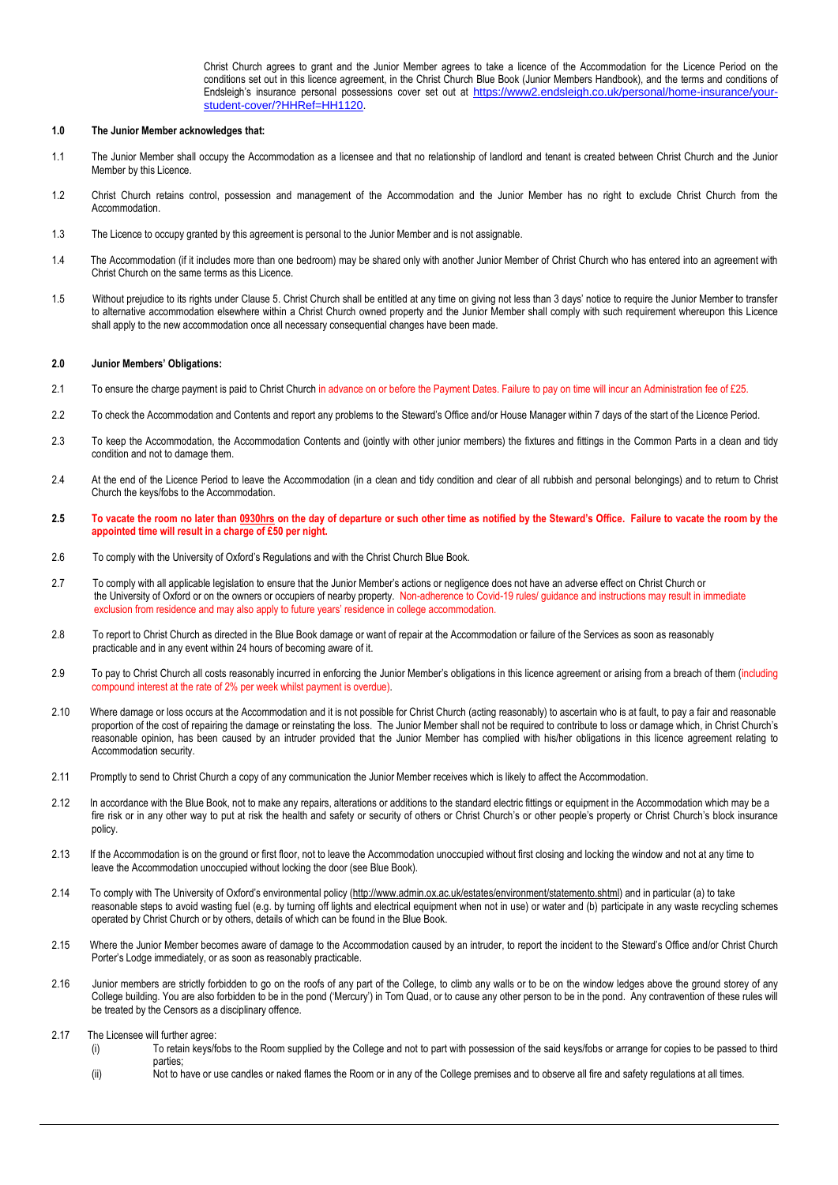Christ Church agrees to grant and the Junior Member agrees to take a licence of the Accommodation for the Licence Period on the conditions set out in this licence agreement, in the Christ Church Blue Book (Junior Members Handbook), and the terms and conditions of Endsleigh's insurance personal possessions cover set out at https://www2.endsleigh.co.uk/personal/home-insurance/your-student-cover/?HHRef=HH1120.

**1.0 The Junior Member acknowledges that:**

1.1 The Junior Member shall occupy the Accommodation as a licensee and that no relationship of landlord and tenant is created between Christ Church and the Junior Member by this Licence.

1.2 Christ Church retains control, possession and management of the Accommodation and the Junior Member has no right to exclude Christ Church from the Accommodation.

1.3 The Licence to occupy granted by this agreement is personal to the Junior Member and is not assignable.

1.4 The Accommodation (if it includes more than one bedroom) may be shared only with another Junior Member of Christ Church who has entered into an agreement with Christ Church on the same terms as this Licence.

1.5 Without prejudice to its rights under Clause 5. Christ Church shall be entitled at any time on giving not less than 3 days' notice to require the Junior Member to transfer to alternative accommodation elsewhere within a Christ Church owned property and the Junior Member shall comply with such requirement whereupon this Licence shall apply to the new accommodation once all necessary consequential changes have been made.

**2.0 Junior Members' Obligations:**

2.1 To ensure the charge payment is paid to Christ Church in advance on or before the Payment Dates. Failure to pay on time will incur an Administration fee of £25.

2.2 To check the Accommodation and Contents and report any problems to the Steward's Office and/or House Manager within 7 days of the start of the Licence Period.

2.3 To keep the Accommodation, the Accommodation Contents and (jointly with other junior members) the fixtures and fittings in the Common Parts in a clean and tidy condition and not to damage them.

2.4 At the end of the Licence Period to leave the Accommodation (in a clean and tidy condition and clear of all rubbish and personal belongings) and to return to Christ Church the keys/fobs to the Accommodation.

**2.5 To vacate the room no later than 0930hrs on the day of departure or such other time as notified by the Steward's Office. Failure to vacate the room by the appointed time will result in a charge of £50 per night.**

2.6 To comply with the University of Oxford's Regulations and with the Christ Church Blue Book.

2.7 To comply with all applicable legislation to ensure that the Junior Member's actions or negligence does not have an adverse effect on Christ Church or the University of Oxford or on the owners or occupiers of nearby property. Non-adherence to Covid-19 rules/ guidance and instructions may result in immediate exclusion from residence and may also apply to future years' residence in college accommodation.

2.8 To report to Christ Church as directed in the Blue Book damage or want of repair at the Accommodation or failure of the Services as soon as reasonably practicable and in any event within 24 hours of becoming aware of it.

2.9 To pay to Christ Church all costs reasonably incurred in enforcing the Junior Member's obligations in this licence agreement or arising from a breach of them (including compound interest at the rate of 2% per week whilst payment is overdue).

2.10 Where damage or loss occurs at the Accommodation and it is not possible for Christ Church (acting reasonably) to ascertain who is at fault, to pay a fair and reasonable proportion of the cost of repairing the damage or reinstating the loss. The Junior Member shall not be required to contribute to loss or damage which, in Christ Church's reasonable opinion, has been caused by an intruder provided that the Junior Member has complied with his/her obligations in this licence agreement relating to Accommodation security.

2.11 Promptly to send to Christ Church a copy of any communication the Junior Member receives which is likely to affect the Accommodation.

2.12 In accordance with the Blue Book, not to make any repairs, alterations or additions to the standard electric fittings or equipment in the Accommodation which may be a fire risk or in any other way to put at risk the health and safety or security of others or Christ Church's or other people's property or Christ Church's block insurance policy.

2.13 If the Accommodation is on the ground or first floor, not to leave the Accommodation unoccupied without first closing and locking the window and not at any time to leave the Accommodation unoccupied without locking the door (see Blue Book).

2.14 To comply with The University of Oxford's environmental policy (http://www.admin.ox.ac.uk/estates/environment/statemento.shtml) and in particular (a) to take reasonable steps to avoid wasting fuel (e.g. by turning off lights and electrical equipment when not in use) or water and (b) participate in any waste recycling schemes operated by Christ Church or by others, details of which can be found in the Blue Book.

2.15 Where the Junior Member becomes aware of damage to the Accommodation caused by an intruder, to report the incident to the Steward's Office and/or Christ Church Porter's Lodge immediately, or as soon as reasonably practicable.

2.16 Junior members are strictly forbidden to go on the roofs of any part of the College, to climb any walls or to be on the window ledges above the ground storey of any College building. You are also forbidden to be in the pond ('Mercury') in Tom Quad, or to cause any other person to be in the pond. Any contravention of these rules will be treated by the Censors as a disciplinary offence.

2.17 The Licensee will further agree:

(i) To retain keys/fobs to the Room supplied by the College and not to part with possession of the said keys/fobs or arrange for copies to be passed to third parties;

(ii) Not to have or use candles or naked flames the Room or in any of the College premises and to observe all fire and safety regulations at all times.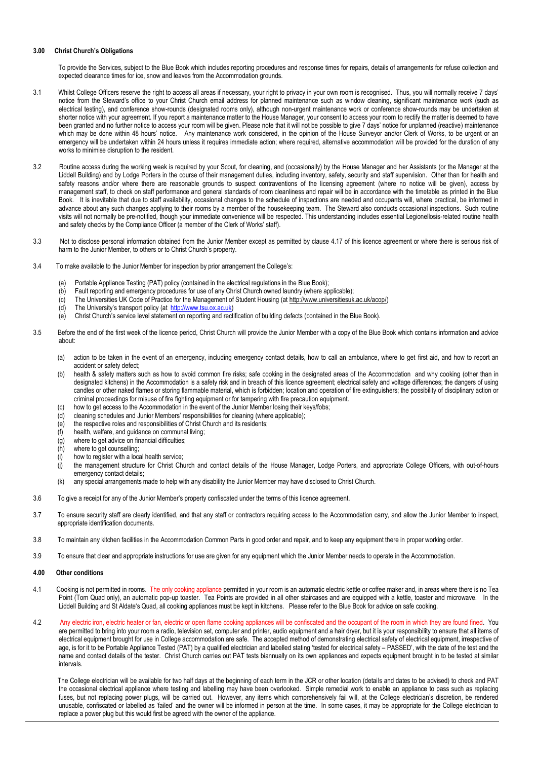#### 3.00 Christ Church's Obligations

To provide the Services, subject to the Blue Book which includes reporting procedures and response times for repairs, details of arrangements for refuse collection and expected clearance times for ice, snow and leaves from the Accommodation grounds.

3.1 Whilst College Officers reserve the right to access all areas if necessary, your right to privacy in your own room is recognised. Thus, you will normally receive 7 days' notice from the Steward's office to your Christ Church email address for planned maintenance such as window cleaning, significant maintenance work (such as electrical testing), and conference show-rounds (designated rooms only), although non-urgent maintenance work or conference show-rounds may be undertaken at shorter notice with your agreement. If you report a maintenance matter to the House Manager, your consent to access your room to rectify the matter is deemed to have been granted and no further notice to access your room will be given. Please note that it will not be possible to give 7 days' notice for unplanned (reactive) maintenance which may be done within 48 hours' notice. Any maintenance work considered, in the opinion of the House Surveyor and/or Clerk of Works, to be urgent or an emergency will be undertaken within 24 hours unless it requires immediate action; where required, alternative accommodation will be provided for the duration of any works to minimise disruption to the resident.

3.2 Routine access during the working week is required by your Scout, for cleaning, and (occasionally) by the House Manager and her Assistants (or the Manager at the Liddell Building) and by Lodge Porters in the course of their management duties, including inventory, safety, security and staff supervision. Other than for health and safety reasons and/or where there are reasonable grounds to suspect contraventions of the licensing agreement (where no notice will be given), access by management staff, to check on staff performance and general standards of room cleanliness and repair will be in accordance with the timetable as printed in the Blue Book. It is inevitable that due to staff availability, occasional changes to the schedule of inspections are needed and occupants will, where practical, be informed in advance about any such changes applying to their rooms by a member of the housekeeping team. The Steward also conducts occasional inspections. Such routine visits will not normally be pre-notified, though your immediate convenience will be respected. This understanding includes essential Legionellosis-related routine health and safety checks by the Compliance Officer (a member of the Clerk of Works' staff).

3.3 Not to disclose personal information obtained from the Junior Member except as permitted by clause 4.17 of this licence agreement or where there is serious risk of harm to the Junior Member, to others or to Christ Church's property.

3.4 To make available to the Junior Member for inspection by prior arrangement the College's:

(a) Portable Appliance Testing (PAT) policy (contained in the electrical regulations in the Blue Book);
(b) Fault reporting and emergency procedures for use of any Christ Church owned laundry (where applicable);
(c) The Universities UK Code of Practice for the Management of Student Housing (at http://www.universitiesuk.ac.uk/acop/)
(d) The University's transport policy (at http://www.tsu.ox.ac.uk)
(e) Christ Church's service level statement on reporting and rectification of building defects (contained in the Blue Book).

3.5 Before the end of the first week of the licence period, Christ Church will provide the Junior Member with a copy of the Blue Book which contains information and advice about:

(a) action to be taken in the event of an emergency, including emergency contact details, how to call an ambulance, where to get first aid, and how to report an accident or safety defect;
(b) health & safety matters such as how to avoid common fire risks; safe cooking in the designated areas of the Accommodation and why cooking (other than in designated kitchens) in the Accommodation is a safety risk and in breach of this licence agreement; electrical safety and voltage differences; the dangers of using candles or other naked flames or storing flammable material, which is forbidden; location and operation of fire extinguishers; the possibility of disciplinary action or criminal proceedings for misuse of fire fighting equipment or for tampering with fire precaution equipment.
(c) how to get access to the Accommodation in the event of the Junior Member losing their keys/fobs;
(d) cleaning schedules and Junior Members' responsibilities for cleaning (where applicable);
(e) the respective roles and responsibilities of Christ Church and its residents;
(f) health, welfare, and guidance on communal living;
(g) where to get advice on financial difficulties;
(h) where to get counselling;
(i) how to register with a local health service;
(j) the management structure for Christ Church and contact details of the House Manager, Lodge Porters, and appropriate College Officers, with out-of-hours emergency contact details;
(k) any special arrangements made to help with any disability the Junior Member may have disclosed to Christ Church.

3.6 To give a receipt for any of the Junior Member's property confiscated under the terms of this licence agreement.

3.7 To ensure security staff are clearly identified, and that any staff or contractors requiring access to the Accommodation carry, and allow the Junior Member to inspect, appropriate identification documents.

3.8 To maintain any kitchen facilities in the Accommodation Common Parts in good order and repair, and to keep any equipment there in proper working order.

3.9 To ensure that clear and appropriate instructions for use are given for any equipment which the Junior Member needs to operate in the Accommodation.

#### 4.00 Other conditions

4.1 Cooking is not permitted in rooms. The only cooking appliance permitted in your room is an automatic electric kettle or coffee maker and, in areas where there is no Tea Point (Tom Quad only), an automatic pop-up toaster. Tea Points are provided in all other staircases and are equipped with a kettle, toaster and microwave. In the Liddell Building and St Aldate's Quad, all cooking appliances must be kept in kitchens. Please refer to the Blue Book for advice on safe cooking.

4.2 Any electric iron, electric heater or fan, electric or open flame cooking appliances will be confiscated and the occupant of the room in which they are found fined. You are permitted to bring into your room a radio, television set, computer and printer, audio equipment and a hair dryer, but it is your responsibility to ensure that all items of electrical equipment brought for use in College accommodation are safe. The accepted method of demonstrating electrical safety of electrical equipment, irrespective of age, is for it to be Portable Appliance Tested (PAT) by a qualified electrician and labelled stating 'tested for electrical safety – PASSED', with the date of the test and the name and contact details of the tester. Christ Church carries out PAT tests biannually on its own appliances and expects equipment brought in to be tested at similar intervals.

The College electrician will be available for two half days at the beginning of each term in the JCR or other location (details and dates to be advised) to check and PAT the occasional electrical appliance where testing and labelling may have been overlooked. Simple remedial work to enable an appliance to pass such as replacing fuses, but not replacing power plugs, will be carried out. However, any items which comprehensively fail will, at the College electrician's discretion, be rendered unusable, confiscated or labelled as 'failed' and the owner will be informed in person at the time. In some cases, it may be appropriate for the College electrician to replace a power plug but this would first be agreed with the owner of the appliance.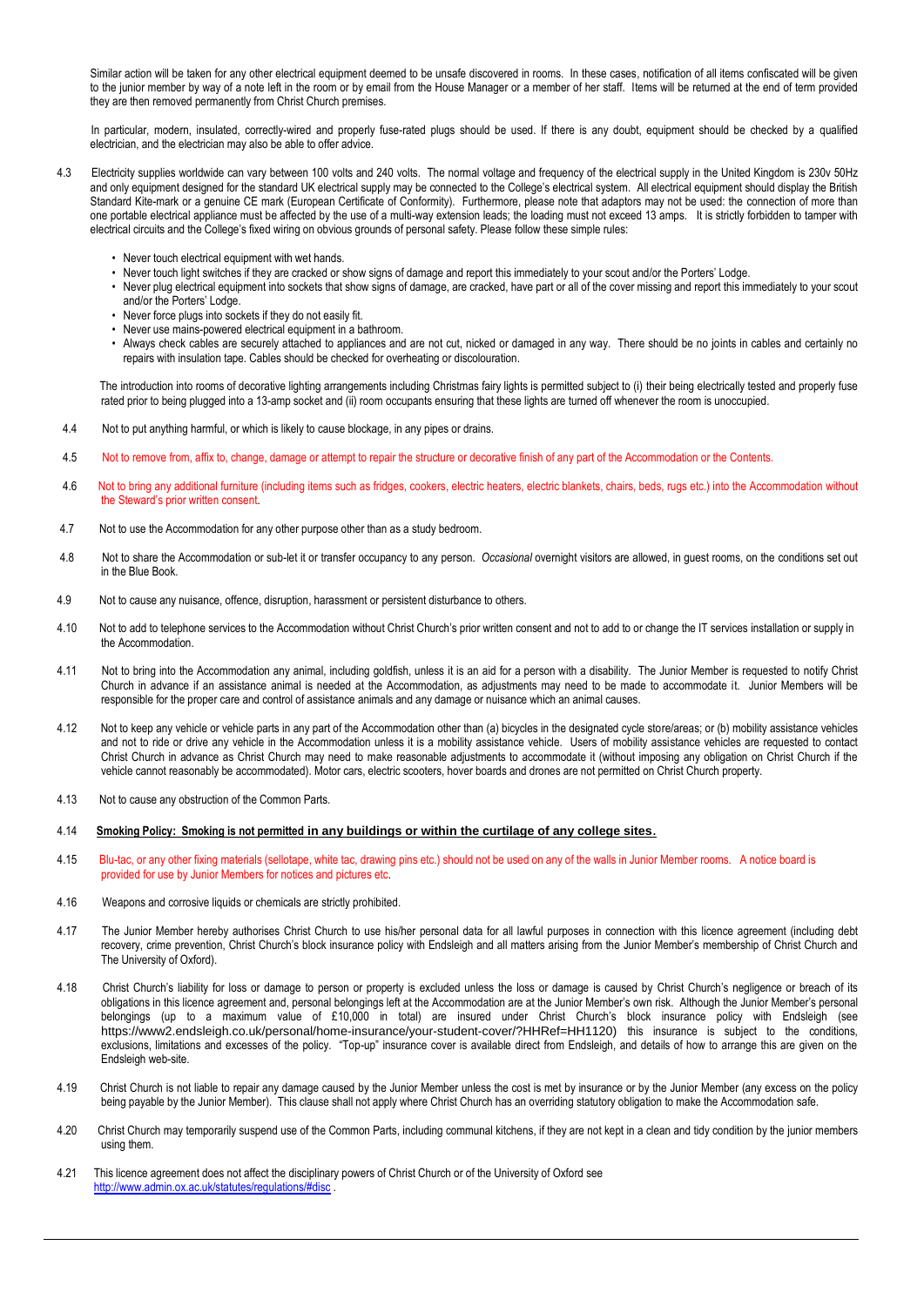Similar action will be taken for any other electrical equipment deemed to be unsafe discovered in rooms. In these cases, notification of all items confiscated will be given to the junior member by way of a note left in the room or by email from the House Manager or a member of her staff. Items will be returned at the end of term provided they are then removed permanently from Christ Church premises.

In particular, modern, insulated, correctly-wired and properly fuse-rated plugs should be used. If there is any doubt, equipment should be checked by a qualified electrician, and the electrician may also be able to offer advice.

4.3 Electricity supplies worldwide can vary between 100 volts and 240 volts. The normal voltage and frequency of the electrical supply in the United Kingdom is 230v 50Hz and only equipment designed for the standard UK electrical supply may be connected to the College's electrical system. All electrical equipment should display the British Standard Kite-mark or a genuine CE mark (European Certificate of Conformity). Furthermore, please note that adaptors may not be used: the connection of more than one portable electrical appliance must be affected by the use of a multi-way extension leads; the loading must not exceed 13 amps. It is strictly forbidden to tamper with electrical circuits and the College's fixed wiring on obvious grounds of personal safety. Please follow these simple rules:

- Never touch electrical equipment with wet hands.
- Never touch light switches if they are cracked or show signs of damage and report this immediately to your scout and/or the Porters' Lodge.
- Never plug electrical equipment into sockets that show signs of damage, are cracked, have part or all of the cover missing and report this immediately to your scout and/or the Porters' Lodge.
- Never force plugs into sockets if they do not easily fit.
- Never use mains-powered electrical equipment in a bathroom.
- Always check cables are securely attached to appliances and are not cut, nicked or damaged in any way. There should be no joints in cables and certainly no repairs with insulation tape. Cables should be checked for overheating or discolouration.

The introduction into rooms of decorative lighting arrangements including Christmas fairy lights is permitted subject to (i) their being electrically tested and properly fuse rated prior to being plugged into a 13-amp socket and (ii) room occupants ensuring that these lights are turned off whenever the room is unoccupied.

4.4 Not to put anything harmful, or which is likely to cause blockage, in any pipes or drains.

4.5 Not to remove from, affix to, change, damage or attempt to repair the structure or decorative finish of any part of the Accommodation or the Contents.

4.6 Not to bring any additional furniture (including items such as fridges, cookers, electric heaters, electric blankets, chairs, beds, rugs etc.) into the Accommodation without the Steward's prior written consent.

4.7 Not to use the Accommodation for any other purpose other than as a study bedroom.

4.8 Not to share the Accommodation or sub-let it or transfer occupancy to any person. *Occasional* overnight visitors are allowed, in guest rooms, on the conditions set out in the Blue Book.

4.9 Not to cause any nuisance, offence, disruption, harassment or persistent disturbance to others.

4.10 Not to add to telephone services to the Accommodation without Christ Church's prior written consent and not to add to or change the IT services installation or supply in the Accommodation.

4.11 Not to bring into the Accommodation any animal, including goldfish, unless it is an aid for a person with a disability. The Junior Member is requested to notify Christ Church in advance if an assistance animal is needed at the Accommodation, as adjustments may need to be made to accommodate it. Junior Members will be responsible for the proper care and control of assistance animals and any damage or nuisance which an animal causes.

4.12 Not to keep any vehicle or vehicle parts in any part of the Accommodation other than (a) bicycles in the designated cycle store/areas; or (b) mobility assistance vehicles and not to ride or drive any vehicle in the Accommodation unless it is a mobility assistance vehicle. Users of mobility assistance vehicles are requested to contact Christ Church in advance as Christ Church may need to make reasonable adjustments to accommodate it (without imposing any obligation on Christ Church if the vehicle cannot reasonably be accommodated). Motor cars, electric scooters, hover boards and drones are not permitted on Christ Church property.

4.13 Not to cause any obstruction of the Common Parts.

4.14 **<u>Smoking Policy: Smoking is not permitted in any buildings or within the curtilage of any college sites.</u>**

4.15 Blu-tac, or any other fixing materials (sellotape, white tac, drawing pins etc.) should not be used on any of the walls in Junior Member rooms. A notice board is provided for use by Junior Members for notices and pictures etc.

4.16 Weapons and corrosive liquids or chemicals are strictly prohibited.

4.17 The Junior Member hereby authorises Christ Church to use his/her personal data for all lawful purposes in connection with this licence agreement (including debt recovery, crime prevention, Christ Church's block insurance policy with Endsleigh and all matters arising from the Junior Member's membership of Christ Church and The University of Oxford).

4.18 Christ Church's liability for loss or damage to person or property is excluded unless the loss or damage is caused by Christ Church's negligence or breach of its obligations in this licence agreement and, personal belongings left at the Accommodation are at the Junior Member's own risk. Although the Junior Member's personal belongings (up to a maximum value of £10,000 in total) are insured under Christ Church's block insurance policy with Endsleigh (see https://www2.endsleigh.co.uk/personal/home-insurance/your-student-cover/?HHRef=HH1120) this insurance is subject to the conditions, exclusions, limitations and excesses of the policy. "Top-up" insurance cover is available direct from Endsleigh, and details of how to arrange this are given on the Endsleigh web-site.

4.19 Christ Church is not liable to repair any damage caused by the Junior Member unless the cost is met by insurance or by the Junior Member (any excess on the policy being payable by the Junior Member). This clause shall not apply where Christ Church has an overriding statutory obligation to make the Accommodation safe.

4.20 Christ Church may temporarily suspend use of the Common Parts, including communal kitchens, if they are not kept in a clean and tidy condition by the junior members using them.

4.21 This licence agreement does not affect the disciplinary powers of Christ Church or of the University of Oxford see http://www.admin.ox.ac.uk/statutes/regulations/#disc .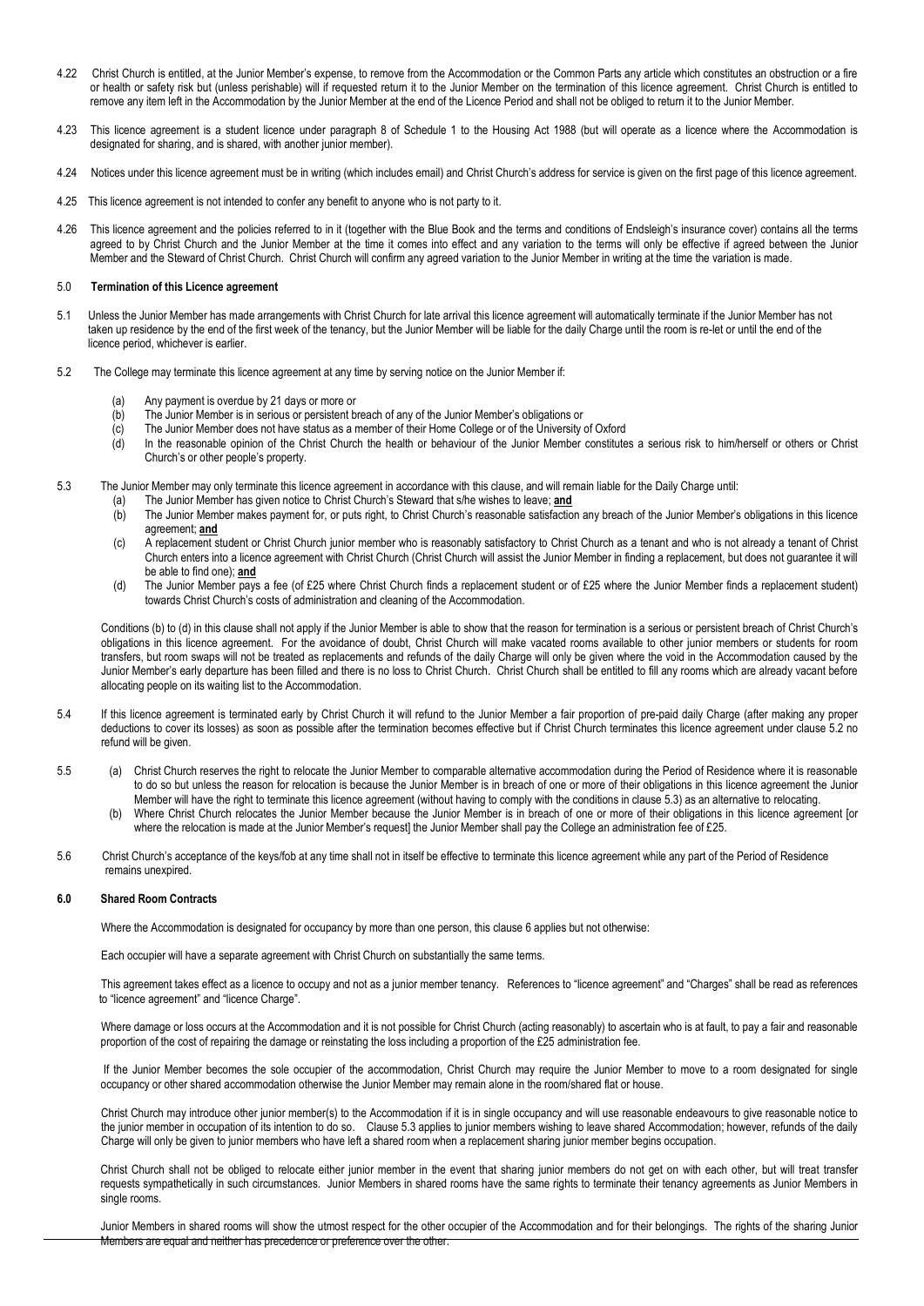4.22 Christ Church is entitled, at the Junior Member's expense, to remove from the Accommodation or the Common Parts any article which constitutes an obstruction or a fire or health or safety risk but (unless perishable) will if requested return it to the Junior Member on the termination of this licence agreement. Christ Church is entitled to remove any item left in the Accommodation by the Junior Member at the end of the Licence Period and shall not be obliged to return it to the Junior Member.

4.23 This licence agreement is a student licence under paragraph 8 of Schedule 1 to the Housing Act 1988 (but will operate as a licence where the Accommodation is designated for sharing, and is shared, with another junior member).

4.24 Notices under this licence agreement must be in writing (which includes email) and Christ Church's address for service is given on the first page of this licence agreement.

4.25 This licence agreement is not intended to confer any benefit to anyone who is not party to it.

4.26 This licence agreement and the policies referred to in it (together with the Blue Book and the terms and conditions of Endsleigh's insurance cover) contains all the terms agreed to by Christ Church and the Junior Member at the time it comes into effect and any variation to the terms will only be effective if agreed between the Junior Member and the Steward of Christ Church. Christ Church will confirm any agreed variation to the Junior Member in writing at the time the variation is made.

## 5.0 Termination of this Licence agreement

5.1 Unless the Junior Member has made arrangements with Christ Church for late arrival this licence agreement will automatically terminate if the Junior Member has not taken up residence by the end of the first week of the tenancy, but the Junior Member will be liable for the daily Charge until the room is re-let or until the end of the licence period, whichever is earlier.

5.2 The College may terminate this licence agreement at any time by serving notice on the Junior Member if:

(a) Any payment is overdue by 21 days or more or
(b) The Junior Member is in serious or persistent breach of any of the Junior Member's obligations or
(c) The Junior Member does not have status as a member of their Home College or of the University of Oxford
(d) In the reasonable opinion of the Christ Church the health or behaviour of the Junior Member constitutes a serious risk to him/herself or others or Christ Church's or other people's property.

5.3 The Junior Member may only terminate this licence agreement in accordance with this clause, and will remain liable for the Daily Charge until:

(a) The Junior Member has given notice to Christ Church's Steward that s/he wishes to leave; **and**
(b) The Junior Member makes payment for, or puts right, to Christ Church's reasonable satisfaction any breach of the Junior Member's obligations in this licence agreement; **and**
(c) A replacement student or Christ Church junior member who is reasonably satisfactory to Christ Church as a tenant and who is not already a tenant of Christ Church enters into a licence agreement with Christ Church (Christ Church will assist the Junior Member in finding a replacement, but does not guarantee it will be able to find one); **and**
(d) The Junior Member pays a fee (of £25 where Christ Church finds a replacement student or of £25 where the Junior Member finds a replacement student) towards Christ Church's costs of administration and cleaning of the Accommodation.

Conditions (b) to (d) in this clause shall not apply if the Junior Member is able to show that the reason for termination is a serious or persistent breach of Christ Church's obligations in this licence agreement. For the avoidance of doubt, Christ Church will make vacated rooms available to other junior members or students for room transfers, but room swaps will not be treated as replacements and refunds of the daily Charge will only be given where the void in the Accommodation caused by the Junior Member's early departure has been filled and there is no loss to Christ Church. Christ Church shall be entitled to fill any rooms which are already vacant before allocating people on its waiting list to the Accommodation.

5.4 If this licence agreement is terminated early by Christ Church it will refund to the Junior Member a fair proportion of pre-paid daily Charge (after making any proper deductions to cover its losses) as soon as possible after the termination becomes effective but if Christ Church terminates this licence agreement under clause 5.2 no refund will be given.

5.5 (a) Christ Church reserves the right to relocate the Junior Member to comparable alternative accommodation during the Period of Residence where it is reasonable to do so but unless the reason for relocation is because the Junior Member is in breach of one or more of their obligations in this licence agreement the Junior Member will have the right to terminate this licence agreement (without having to comply with the conditions in clause 5.3) as an alternative to relocating.
(b) Where Christ Church relocates the Junior Member because the Junior Member is in breach of one or more of their obligations in this licence agreement [or where the relocation is made at the Junior Member's request] the Junior Member shall pay the College an administration fee of £25.

5.6 Christ Church's acceptance of the keys/fob at any time shall not in itself be effective to terminate this licence agreement while any part of the Period of Residence remains unexpired.

## 6.0 Shared Room Contracts

Where the Accommodation is designated for occupancy by more than one person, this clause 6 applies but not otherwise:

Each occupier will have a separate agreement with Christ Church on substantially the same terms.

This agreement takes effect as a licence to occupy and not as a junior member tenancy. References to "licence agreement" and "Charges" shall be read as references to "licence agreement" and "licence Charge".

Where damage or loss occurs at the Accommodation and it is not possible for Christ Church (acting reasonably) to ascertain who is at fault, to pay a fair and reasonable proportion of the cost of repairing the damage or reinstating the loss including a proportion of the £25 administration fee.

If the Junior Member becomes the sole occupier of the accommodation, Christ Church may require the Junior Member to move to a room designated for single occupancy or other shared accommodation otherwise the Junior Member may remain alone in the room/shared flat or house.

Christ Church may introduce other junior member(s) to the Accommodation if it is in single occupancy and will use reasonable endeavours to give reasonable notice to the junior member in occupation of its intention to do so. Clause 5.3 applies to junior members wishing to leave shared Accommodation; however, refunds of the daily Charge will only be given to junior members who have left a shared room when a replacement sharing junior member begins occupation.

Christ Church shall not be obliged to relocate either junior member in the event that sharing junior members do not get on with each other, but will treat transfer requests sympathetically in such circumstances. Junior Members in shared rooms have the same rights to terminate their tenancy agreements as Junior Members in single rooms.

Junior Members in shared rooms will show the utmost respect for the other occupier of the Accommodation and for their belongings. The rights of the sharing Junior Members are equal and neither has precedence or preference over the other.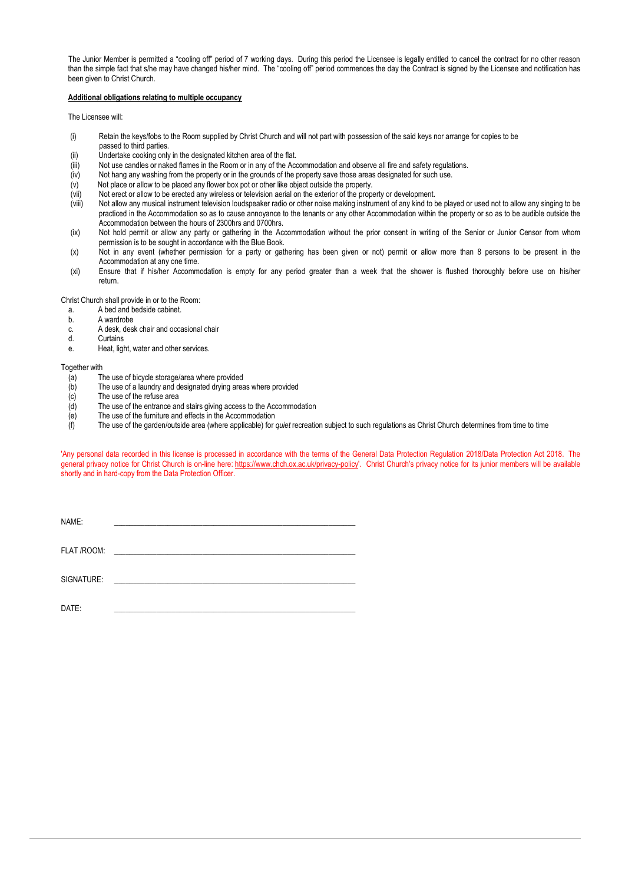The Junior Member is permitted a "cooling off" period of 7 working days. During this period the Licensee is legally entitled to cancel the contract for no other reason than the simple fact that s/he may have changed his/her mind. The "cooling off" period commences the day the Contract is signed by the Licensee and notification has been given to Christ Church.

**Additional obligations relating to multiple occupancy**

The Licensee will:

- (i) Retain the keys/fobs to the Room supplied by Christ Church and will not part with possession of the said keys nor arrange for copies to be passed to third parties.
- (ii) Undertake cooking only in the designated kitchen area of the flat.
- (iii) Not use candles or naked flames in the Room or in any of the Accommodation and observe all fire and safety regulations.
- (iv) Not hang any washing from the property or in the grounds of the property save those areas designated for such use.
- (v) Not place or allow to be placed any flower box pot or other like object outside the property.
- (vii) Not erect or allow to be erected any wireless or television aerial on the exterior of the property or development.
- (viii) Not allow any musical instrument television loudspeaker radio or other noise making instrument of any kind to be played or used not to allow any singing to be practiced in the Accommodation so as to cause annoyance to the tenants or any other Accommodation within the property or so as to be audible outside the Accommodation between the hours of 2300hrs and 0700hrs.
- (ix) Not hold permit or allow any party or gathering in the Accommodation without the prior consent in writing of the Senior or Junior Censor from whom permission is to be sought in accordance with the Blue Book.
- (x) Not in any event (whether permission for a party or gathering has been given or not) permit or allow more than 8 persons to be present in the Accommodation at any one time.
- (xi) Ensure that if his/her Accommodation is empty for any period greater than a week that the shower is flushed thoroughly before use on his/her return.

Christ Church shall provide in or to the Room:

- a. A bed and bedside cabinet.
- b. A wardrobe
- c. A desk, desk chair and occasional chair
- d. Curtains
- e. Heat, light, water and other services.

Together with

- (a) The use of bicycle storage/area where provided
- (b) The use of a laundry and designated drying areas where provided
- (c) The use of the refuse area
- (d) The use of the entrance and stairs giving access to the Accommodation
- (e) The use of the furniture and effects in the Accommodation
- (f) The use of the garden/outside area (where applicable) for *quiet* recreation subject to such regulations as Christ Church determines from time to time

'Any personal data recorded in this license is processed in accordance with the terms of the General Data Protection Regulation 2018/Data Protection Act 2018. The general privacy notice for Christ Church is on-line here: https://www.chch.ox.ac.uk/privacy-policy'. Christ Church's privacy notice for its junior members will be available shortly and in hard-copy from the Data Protection Officer.

NAME: ____________________________________________

FLAT /ROOM: ____________________________________________

SIGNATURE: ____________________________________________

DATE: ____________________________________________